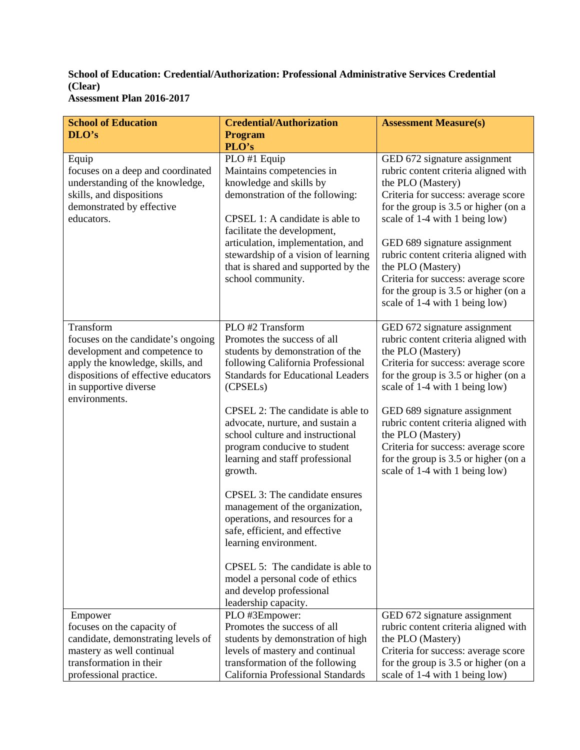**School of Education: Credential/Authorization: Professional Administrative Services Credential (Clear)**
**Assessment Plan 2016-2017**

| School of Education DLO's | Credential/Authorization Program PLO's | Assessment Measure(s) |
|---|---|---|
| Equip<br>focuses on a deep and coordinated understanding of the knowledge, skills, and dispositions demonstrated by effective educators. | PLO #1 Equip<br>Maintains competencies in knowledge and skills by demonstration of the following:<br><br>CPSEL 1: A candidate is able to facilitate the development, articulation, implementation, and stewardship of a vision of learning that is shared and supported by the school community. | GED 672 signature assignment rubric content criteria aligned with the PLO (Mastery)<br>Criteria for success: average score for the group is 3.5 or higher (on a scale of 1-4 with 1 being low)<br><br>GED 689 signature assignment rubric content criteria aligned with the PLO (Mastery)<br>Criteria for success: average score for the group is 3.5 or higher (on a scale of 1-4 with 1 being low) |
| Transform<br>focuses on the candidate's ongoing development and competence to apply the knowledge, skills, and dispositions of effective educators in supportive diverse environments. | PLO #2 Transform<br>Promotes the success of all students by demonstration of the following California Professional Standards for Educational Leaders (CPSELs)<br><br>CPSEL 2: The candidate is able to advocate, nurture, and sustain a school culture and instructional program conducive to student learning and staff professional growth.<br><br>CPSEL 3: The candidate ensures management of the organization, operations, and resources for a safe, efficient, and effective learning environment.<br><br>CPSEL 5: The candidate is able to model a personal code of ethics and develop professional leadership capacity. | GED 672 signature assignment rubric content criteria aligned with the PLO (Mastery)<br>Criteria for success: average score for the group is 3.5 or higher (on a scale of 1-4 with 1 being low)<br><br>GED 689 signature assignment rubric content criteria aligned with the PLO (Mastery)<br>Criteria for success: average score for the group is 3.5 or higher (on a scale of 1-4 with 1 being low) |
| Empower<br>focuses on the capacity of candidate, demonstrating levels of mastery as well continual transformation in their professional practice. | PLO #3Empower:<br>Promotes the success of all students by demonstration of high levels of mastery and continual transformation of the following California Professional Standards | GED 672 signature assignment rubric content criteria aligned with the PLO (Mastery)<br>Criteria for success: average score for the group is 3.5 or higher (on a scale of 1-4 with 1 being low) |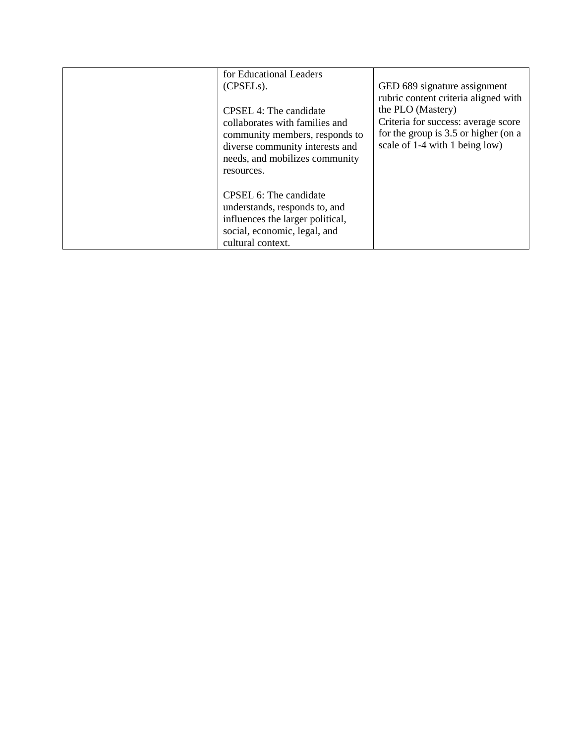| | | |
|---|---|---|
| | for Educational Leaders (CPSELs).<br><br>CPSEL 4: The candidate collaborates with families and community members, responds to diverse community interests and needs, and mobilizes community resources.<br><br>CPSEL 6: The candidate understands, responds to, and influences the larger political, social, economic, legal, and cultural context. | GED 689 signature assignment rubric content criteria aligned with the PLO (Mastery)<br>Criteria for success: average score for the group is 3.5 or higher (on a scale of 1-4 with 1 being low) |